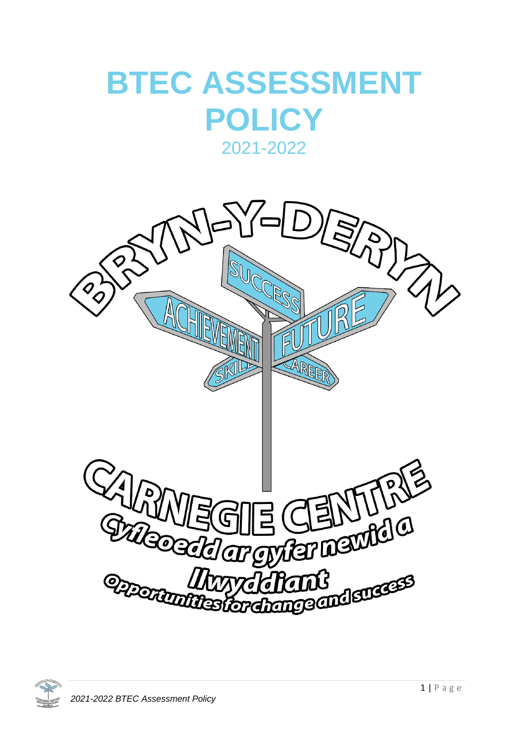# BTEC ASSESSMENT POLICY

2021-2022

BRYN-Y-DERYN

SUCCESS

ACHIEVEMENT

FUTURE

SKILLS

CAREER

CARNEGIE CENTRE

Cyfleoedd ar gyfer newid a llwyddiant

Opportunities for change and success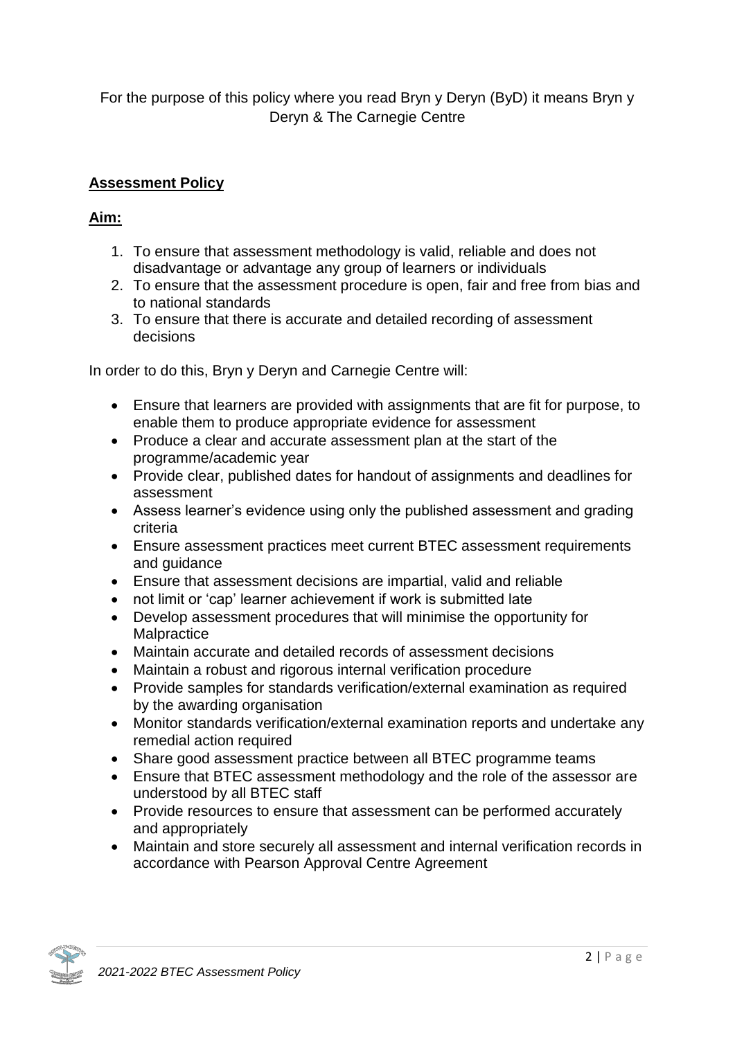For the purpose of this policy where you read Bryn y Deryn (ByD) it means Bryn y Deryn & The Carnegie Centre

## **Assessment Policy**

### **Aim:**

1. To ensure that assessment methodology is valid, reliable and does not disadvantage or advantage any group of learners or individuals
2. To ensure that the assessment procedure is open, fair and free from bias and to national standards
3. To ensure that there is accurate and detailed recording of assessment decisions

In order to do this, Bryn y Deryn and Carnegie Centre will:

- Ensure that learners are provided with assignments that are fit for purpose, to enable them to produce appropriate evidence for assessment
- Produce a clear and accurate assessment plan at the start of the programme/academic year
- Provide clear, published dates for handout of assignments and deadlines for assessment
- Assess learner's evidence using only the published assessment and grading criteria
- Ensure assessment practices meet current BTEC assessment requirements and guidance
- Ensure that assessment decisions are impartial, valid and reliable
- not limit or 'cap' learner achievement if work is submitted late
- Develop assessment procedures that will minimise the opportunity for Malpractice
- Maintain accurate and detailed records of assessment decisions
- Maintain a robust and rigorous internal verification procedure
- Provide samples for standards verification/external examination as required by the awarding organisation
- Monitor standards verification/external examination reports and undertake any remedial action required
- Share good assessment practice between all BTEC programme teams
- Ensure that BTEC assessment methodology and the role of the assessor are understood by all BTEC staff
- Provide resources to ensure that assessment can be performed accurately and appropriately
- Maintain and store securely all assessment and internal verification records in accordance with Pearson Approval Centre Agreement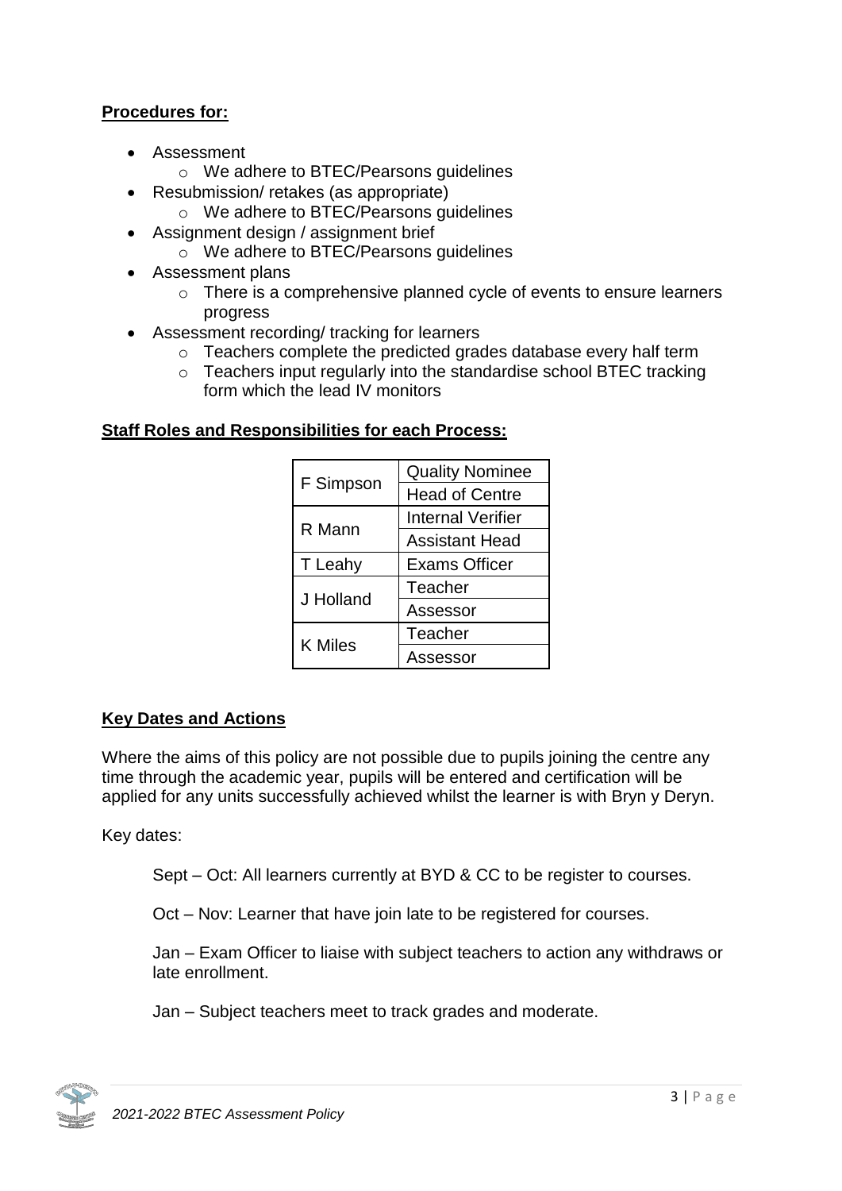**Procedures for:**

- Assessment
  - We adhere to BTEC/Pearsons guidelines
- Resubmission/ retakes (as appropriate)
  - We adhere to BTEC/Pearsons guidelines
- Assignment design / assignment brief
  - We adhere to BTEC/Pearsons guidelines
- Assessment plans
  - There is a comprehensive planned cycle of events to ensure learners progress
- Assessment recording/ tracking for learners
  - Teachers complete the predicted grades database every half term
  - Teachers input regularly into the standardise school BTEC tracking form which the lead IV monitors

**Staff Roles and Responsibilities for each Process:**

| | |
|---|---|
| F Simpson | Quality Nominee |
| | Head of Centre |
| R Mann | Internal Verifier |
| | Assistant Head |
| T Leahy | Exams Officer |
| J Holland | Teacher |
| | Assessor |
| K Miles | Teacher |
| | Assessor |

**Key Dates and Actions**

Where the aims of this policy are not possible due to pupils joining the centre any time through the academic year, pupils will be entered and certification will be applied for any units successfully achieved whilst the learner is with Bryn y Deryn.

Key dates:

Sept – Oct: All learners currently at BYD & CC to be register to courses.

Oct – Nov: Learner that have join late to be registered for courses.

Jan – Exam Officer to liaise with subject teachers to action any withdraws or late enrollment.

Jan – Subject teachers meet to track grades and moderate.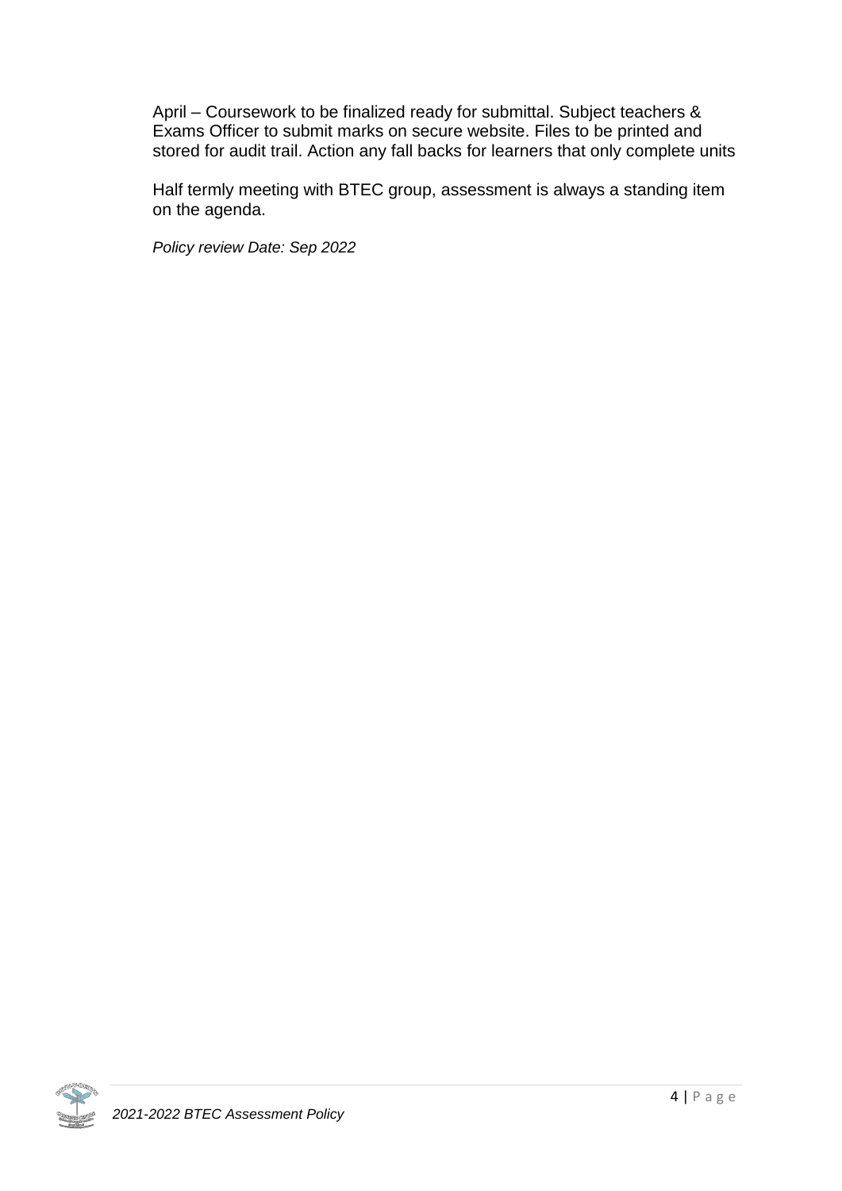April – Coursework to be finalized ready for submittal. Subject teachers & Exams Officer to submit marks on secure website. Files to be printed and stored for audit trail. Action any fall backs for learners that only complete units

Half termly meeting with BTEC group, assessment is always a standing item on the agenda.

*Policy review Date: Sep 2022*